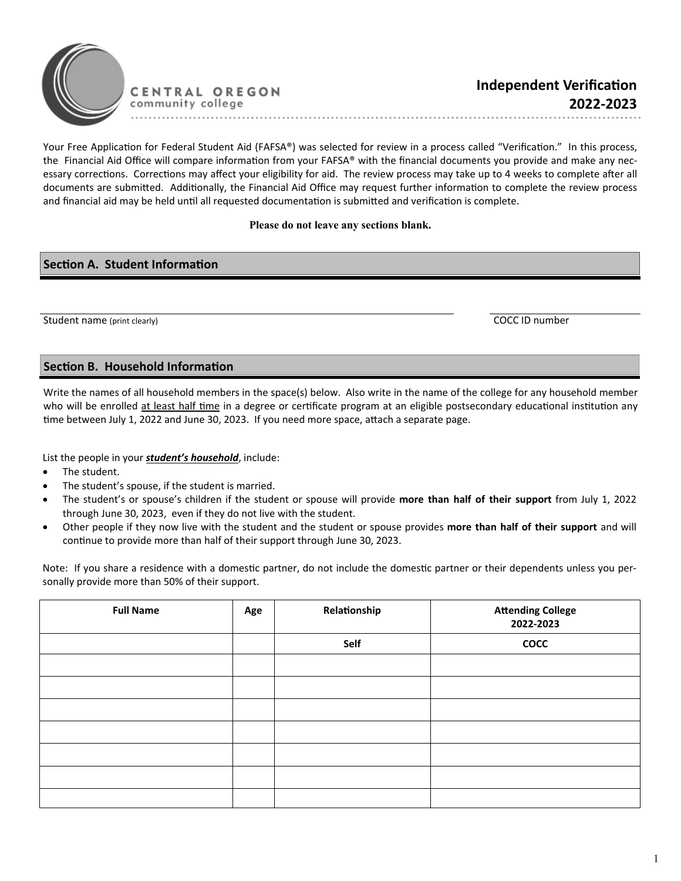CENTRAL OREGON
community college

# Independent Verification 2022-2023

Your Free Application for Federal Student Aid (FAFSA®) was selected for review in a process called "Verification." In this process, the Financial Aid Office will compare information from your FAFSA® with the financial documents you provide and make any necessary corrections. Corrections may affect your eligibility for aid. The review process may take up to 4 weeks to complete after all documents are submitted. Additionally, the Financial Aid Office may request further information to complete the review process and financial aid may be held until all requested documentation is submitted and verification is complete.

**Please do not leave any sections blank.**

## Section A. Student Information

Student name (print clearly) ______________________ COCC ID number ______________________

## Section B. Household Information

Write the names of all household members in the space(s) below. Also write in the name of the college for any household member who will be enrolled at least half time in a degree or certificate program at an eligible postsecondary educational institution any time between July 1, 2022 and June 30, 2023. If you need more space, attach a separate page.

List the people in your ***student's household***, include:

- The student.
- The student's spouse, if the student is married.
- The student's or spouse's children if the student or spouse will provide **more than half of their support** from July 1, 2022 through June 30, 2023, even if they do not live with the student.
- Other people if they now live with the student and the student or spouse provides **more than half of their support** and will continue to provide more than half of their support through June 30, 2023.

Note: If you share a residence with a domestic partner, do not include the domestic partner or their dependents unless you personally provide more than 50% of their support.

| Full Name | Age | Relationship | Attending College 2022-2023 |
|---|---|---|---|
| | | **Self** | **COCC** |
| | | | |
| | | | |
| | | | |
| | | | |
| | | | |
| | | | |
| | | | |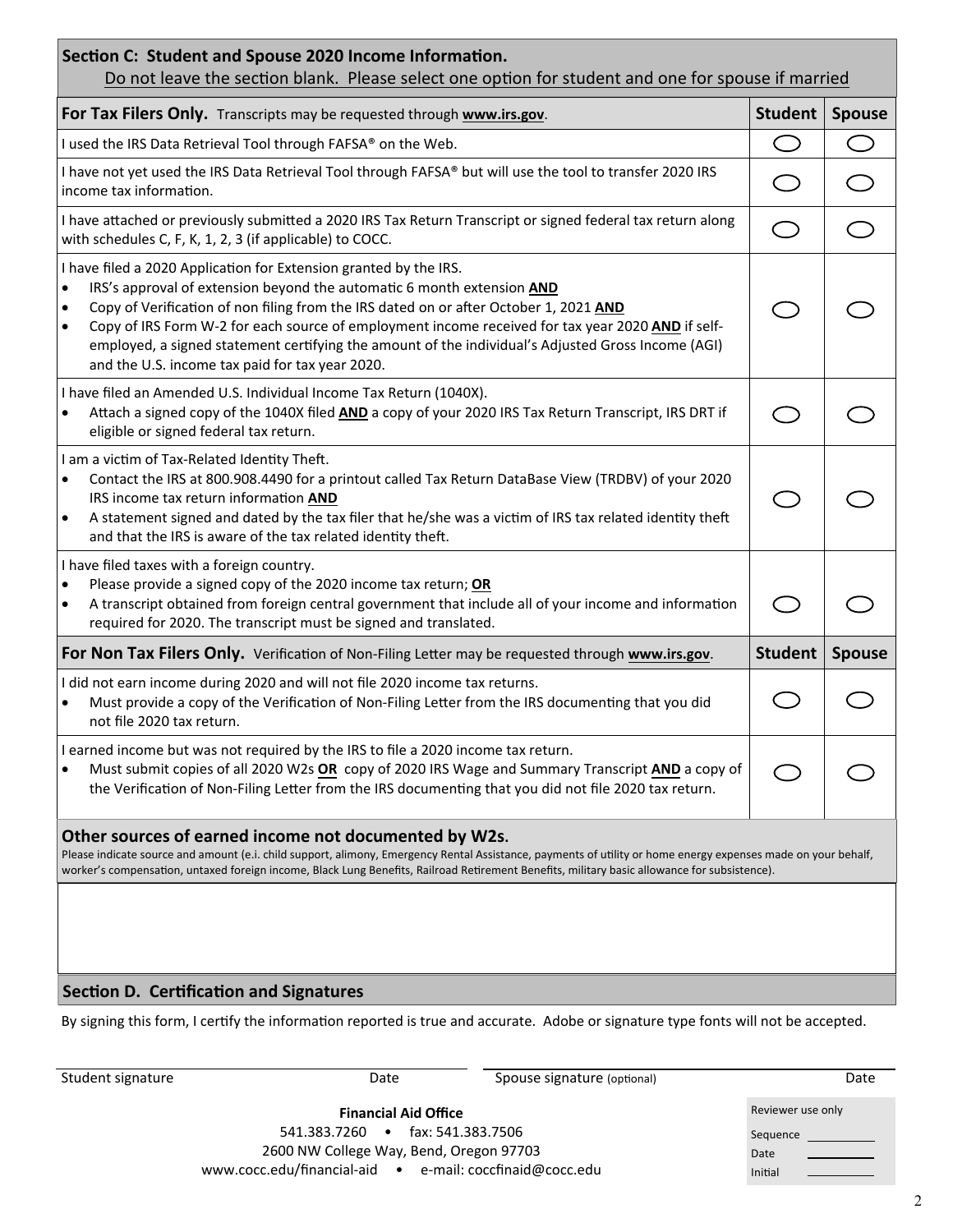## Section C: Student and Spouse 2020 Income Information.

Do not leave the section blank. Please select one option for student and one for spouse if married

| **For Tax Filers Only.** Transcripts may be requested through **www.irs.gov**. | **Student** | **Spouse** |
|---|---|---|
| I used the IRS Data Retrieval Tool through FAFSA® on the Web. | ◯ | ◯ |
| I have not yet used the IRS Data Retrieval Tool through FAFSA® but will use the tool to transfer 2020 IRS income tax information. | ◯ | ◯ |
| I have attached or previously submitted a 2020 IRS Tax Return Transcript or signed federal tax return along with schedules C, F, K, 1, 2, 3 (if applicable) to COCC. | ◯ | ◯ |
| I have filed a 2020 Application for Extension granted by the IRS.<br>• IRS's approval of extension beyond the automatic 6 month extension **AND**<br>• Copy of Verification of non filing from the IRS dated on or after October 1, 2021 **AND**<br>• Copy of IRS Form W-2 for each source of employment income received for tax year 2020 **AND** if self-employed, a signed statement certifying the amount of the individual's Adjusted Gross Income (AGI) and the U.S. income tax paid for tax year 2020. | ◯ | ◯ |
| I have filed an Amended U.S. Individual Income Tax Return (1040X).<br>• Attach a signed copy of the 1040X filed **AND** a copy of your 2020 IRS Tax Return Transcript, IRS DRT if eligible or signed federal tax return. | ◯ | ◯ |
| I am a victim of Tax-Related Identity Theft.<br>• Contact the IRS at 800.908.4490 for a printout called Tax Return DataBase View (TRDBV) of your 2020 IRS income tax return information **AND**<br>• A statement signed and dated by the tax filer that he/she was a victim of IRS tax related identity theft and that the IRS is aware of the tax related identity theft. | ◯ | ◯ |
| I have filed taxes with a foreign country.<br>• Please provide a signed copy of the 2020 income tax return; **OR**<br>• A transcript obtained from foreign central government that include all of your income and information required for 2020. The transcript must be signed and translated. | ◯ | ◯ |
| **For Non Tax Filers Only.** Verification of Non-Filing Letter may be requested through **www.irs.gov**. | **Student** | **Spouse** |
| I did not earn income during 2020 and will not file 2020 income tax returns.<br>• Must provide a copy of the Verification of Non-Filing Letter from the IRS documenting that you did not file 2020 tax return. | ◯ | ◯ |
| I earned income but was not required by the IRS to file a 2020 income tax return.<br>• Must submit copies of all 2020 W2s **OR** copy of 2020 IRS Wage and Summary Transcript **AND** a copy of the Verification of Non-Filing Letter from the IRS documenting that you did not file 2020 tax return. | ◯ | ◯ |

### Other sources of earned income not documented by W2s.

Please indicate source and amount (e.i. child support, alimony, Emergency Rental Assistance, payments of utility or home energy expenses made on your behalf, worker's compensation, untaxed foreign income, Black Lung Benefits, Railroad Retirement Benefits, military basic allowance for subsistence).

## Section D. Certification and Signatures

By signing this form, I certify the information reported is true and accurate. Adobe or signature type fonts will not be accepted.

Student signature ____________ Date ____________ Spouse signature (optional) ____________ Date ____________

**Financial Aid Office**
541.383.7260 • fax: 541.383.7506
2600 NW College Way, Bend, Oregon 97703
www.cocc.edu/financial-aid • e-mail: coccfinaid@cocc.edu

Reviewer use only
Sequence ____________
Date ____________
Initial ____________